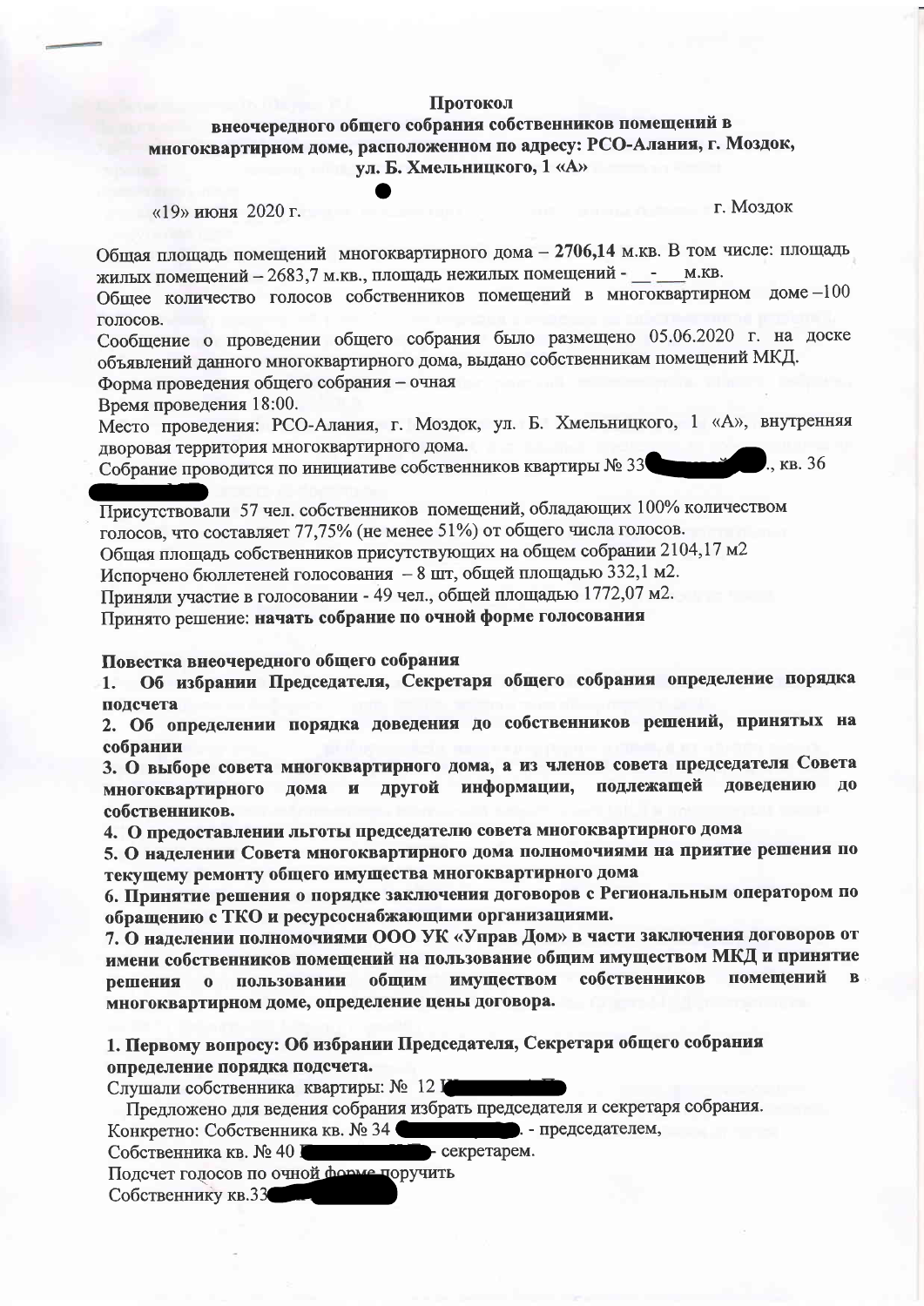**Протокол**
**внеочередного общего собрания собственников помещений в многоквартирном доме, расположенном по адресу: РСО-Алания, г. Моздок, ул. Б. Хмельницкого, 1 «А»**

«19» июня 2020 г. г. Моздок

Общая площадь помещений многоквартирного дома – **2706,14** м.кв. В том числе: площадь жилых помещений – 2683,7 м.кв., площадь нежилых помещений - \_\_-\_\_\_м.кв.
Общее количество голосов собственников помещений в многоквартирном доме –100 голосов.
Сообщение о проведении общего собрания было размещено 05.06.2020 г. на доске объявлений данного многоквартирного дома, выдано собственникам помещений МКД.
Форма проведения общего собрания – очная
Время проведения 18:00.
Место проведения: РСО-Алания, г. Моздок, ул. Б. Хмельницкого, 1 «А», внутренняя дворовая территория многоквартирного дома.
Собрание проводится по инициативе собственников квартиры № 33 \_\_\_\_\_\_\_\_\_., кв. 36 \_\_\_\_\_\_\_\_

Присутствовали 57 чел. собственников помещений, обладающих 100% количеством голосов, что составляет 77,75% (не менее 51%) от общего числа голосов.
Общая площадь собственников присутствующих на общем собрании 2104,17 м2
Испорчено бюллетеней голосования – 8 шт, общей площадью 332,1 м2.
Приняли участие в голосовании - 49 чел., общей площадью 1772,07 м2.
Принято решение: **начать собрание по очной форме голосования**

**Повестка внеочередного общего собрания**

1. **Об избрании Председателя, Секретаря общего собрания определение порядка подсчета**
2. **Об определении порядка доведения до собственников решений, принятых на собрании**
3. **О выборе совета многоквартирного дома, а из членов совета председателя Совета многоквартирного дома и другой информации, подлежащей доведению до собственников.**
4. **О предоставлении льготы председателю совета многоквартирного дома**
5. **О наделении Совета многоквартирного дома полномочиями на принятие решения по текущему ремонту общего имущества многоквартирного дома**
6. **Принятие решения о порядке заключения договоров с Региональным оператором по обращению с ТКО и ресурсоснабжающими организациями.**
7. **О наделении полномочиями ООО УК «Управ Дом» в части заключения договоров от имени собственников помещений на пользование общим имуществом МКД и принятие решения о пользовании общим имуществом собственников помещений в многоквартирном доме, определение цены договора.**

**1. Первому вопросу: Об избрании Председателя, Секретаря общего собрания определение порядка подсчета.**

Слушали собственника квартиры: № 12 \_\_\_\_\_\_\_\_

Предложено для ведения собрания избрать председателя и секретаря собрания.
Конкретно: Собственника кв. № 34 \_\_\_\_\_\_\_\_. - председателем,
Собственника кв. № 40 \_\_\_\_\_\_\_\_- секретарем.
Подсчет голосов по очной форме поручить
Собственнику кв.33 \_\_\_\_\_\_\_\_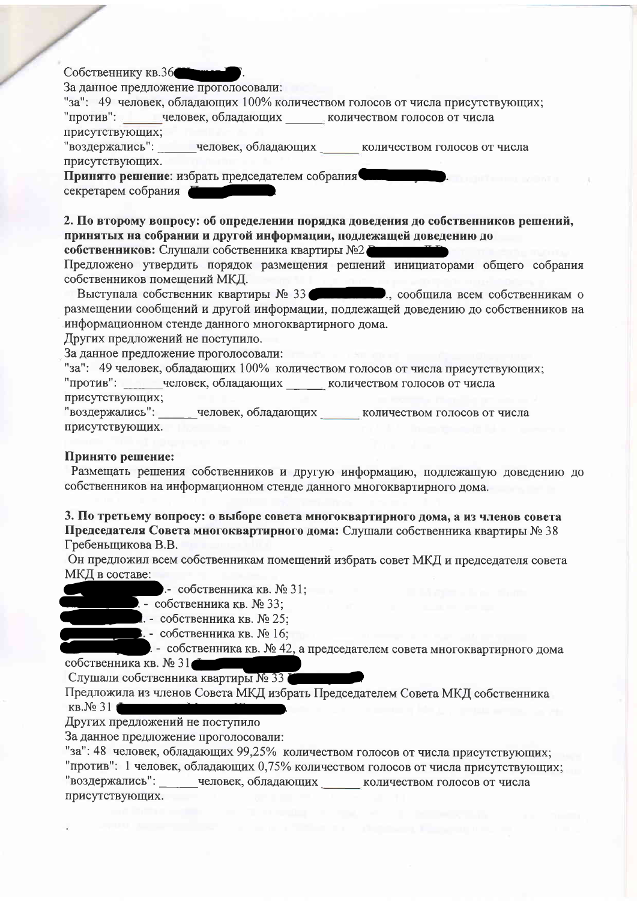Собственнику кв.36 ████.

За данное предложение проголосовали:

"за": 49 человек, обладающих 100% количеством голосов от числа присутствующих;

"против": ______человек, обладающих ______ количеством голосов от числа присутствующих;

"воздержались": ______человек, обладающих ______ количеством голосов от числа присутствующих.

**Принято решение**: избрать председателем собрания ████.
секретарем собрания ████

**2. По второму вопросу: об определении порядка доведения до собственников решений, принятых на собрании и другой информации, подлежащей доведению до собственников:** Слушали собственника квартиры №2 ████

Предложено утвердить порядок размещения решений инициаторами общего собрания собственников помещений МКД.

Выступала собственник квартиры № 33 ████., сообщила всем собственникам о размещении сообщений и другой информации, подлежащей доведению до собственников на информационном стенде данного многоквартирного дома.

Других предложений не поступило.

За данное предложение проголосовали:

"за": 49 человек, обладающих 100% количеством голосов от числа присутствующих;

"против": ______человек, обладающих ______ количеством голосов от числа присутствующих;

"воздержались": ______человек, обладающих ______ количеством голосов от числа присутствующих.

**Принято решение:**

Размещать решения собственников и другую информацию, подлежащую доведению до собственников на информационном стенде данного многоквартирного дома.

**3. По третьему вопросу: о выборе совета многоквартирного дома, а из членов совета Председателя Совета многоквартирного дома:** Слушали собственника квартиры № 38 Гребеньщикова В.В.

Он предложил всем собственникам помещений избрать совет МКД и председателя совета МКД в составе:

████.- собственника кв. № 31;
████. - собственника кв. № 33;
████. - собственника кв. № 25;
████. - собственника кв. № 16;
████. - собственника кв. № 42, а председателем совета многоквартирного дома собственника кв. № 31 ████

Слушали собственника квартиры № 33 ████

Предложила из членов Совета МКД избрать Председателем Совета МКД собственника кв.№ 31 ████.

Других предложений не поступило

За данное предложение проголосовали:

"за": 48 человек, обладающих 99,25% количеством голосов от числа присутствующих;

"против": 1 человек, обладающих 0,75% количеством голосов от числа присутствующих;

"воздержались": ______человек, обладающих ______ количеством голосов от числа присутствующих.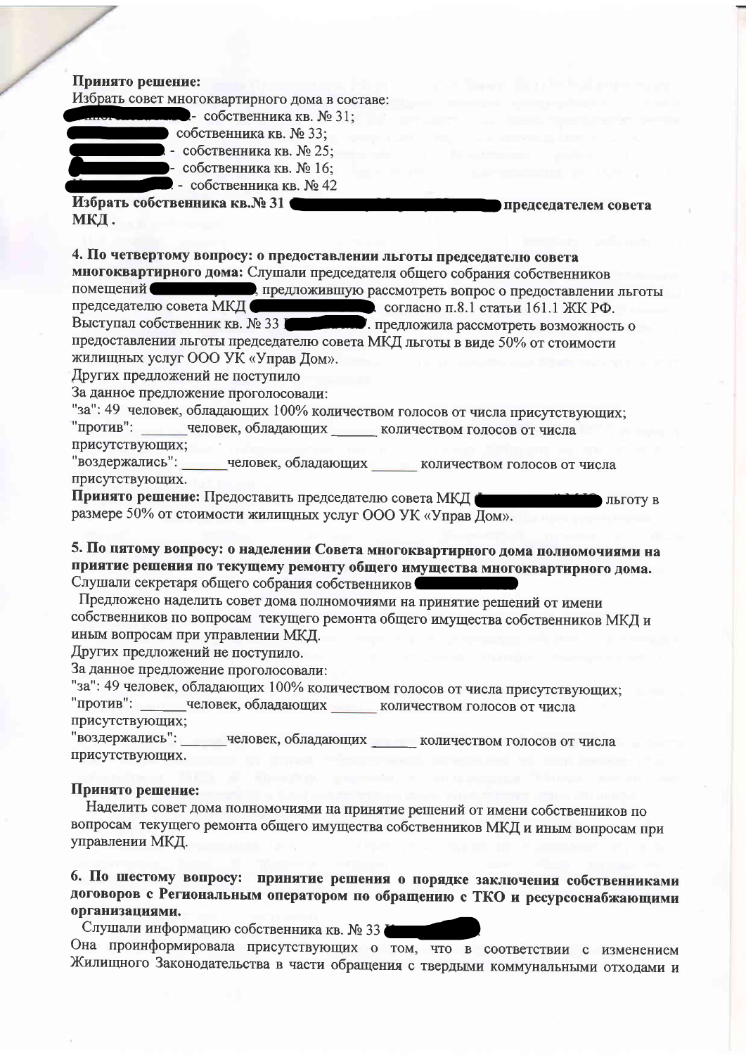**Принято решение:**

Избрать совет многоквартирного дома в составе:

- собственника кв. № 31;
- собственника кв. № 33;
- собственника кв. № 25;
- собственника кв. № 16;
- собственника кв. № 42

**Избрать собственника кв.№ 31 председателем совета МКД .**

**4. По четвертому вопросу: о предоставлении льготы председателю совета многоквартирного дома:** Слушали председателя общего собрания собственников помещений , предложившую рассмотреть вопрос о предоставлении льготы председателю совета МКД . согласно п.8.1 статьи 161.1 ЖК РФ. Выступал собственник кв. № 33 . предложила рассмотреть возможность о предоставлении льготы председателю совета МКД льготы в виде 50% от стоимости жилищных услуг ООО УК «Управ Дом».

Других предложений не поступило

За данное предложение проголосовали:

"за": 49 человек, обладающих 100% количеством голосов от числа присутствующих;

"против": \_\_\_\_\_\_человек, обладающих \_\_\_\_\_\_ количеством голосов от числа присутствующих;

"воздержались": \_\_\_\_\_\_человек, обладающих \_\_\_\_\_\_ количеством голосов от числа присутствующих.

**Принято решение:** Предоставить председателю совета МКД льготу в размере 50% от стоимости жилищных услуг ООО УК «Управ Дом».

**5. По пятому вопросу: о наделении Совета многоквартирного дома полномочиями на принятие решения по текущему ремонту общего имущества многоквартирного дома.**

Слушали секретаря общего собрания собственников

Предложено наделить совет дома полномочиями на принятие решений от имени собственников по вопросам текущего ремонта общего имущества собственников МКД и иным вопросам при управлении МКД.

Других предложений не поступило.

За данное предложение проголосовали:

"за": 49 человек, обладающих 100% количеством голосов от числа присутствующих;

"против": \_\_\_\_\_\_человек, обладающих \_\_\_\_\_\_ количеством голосов от числа присутствующих;

"воздержались": \_\_\_\_\_\_человек, обладающих \_\_\_\_\_\_ количеством голосов от числа присутствующих.

**Принято решение:**

Наделить совет дома полномочиями на принятие решений от имени собственников по вопросам текущего ремонта общего имущества собственников МКД и иным вопросам при управлении МКД.

**6. По шестому вопросу: принятие решения о порядке заключения собственниками договоров с Региональным оператором по обращению с ТКО и ресурсоснабжающими организациями.**

Слушали информацию собственника кв. № 33

Она проинформировала присутствующих о том, что в соответствии с изменением Жилищного Законодательства в части обращения с твердыми коммунальными отходами и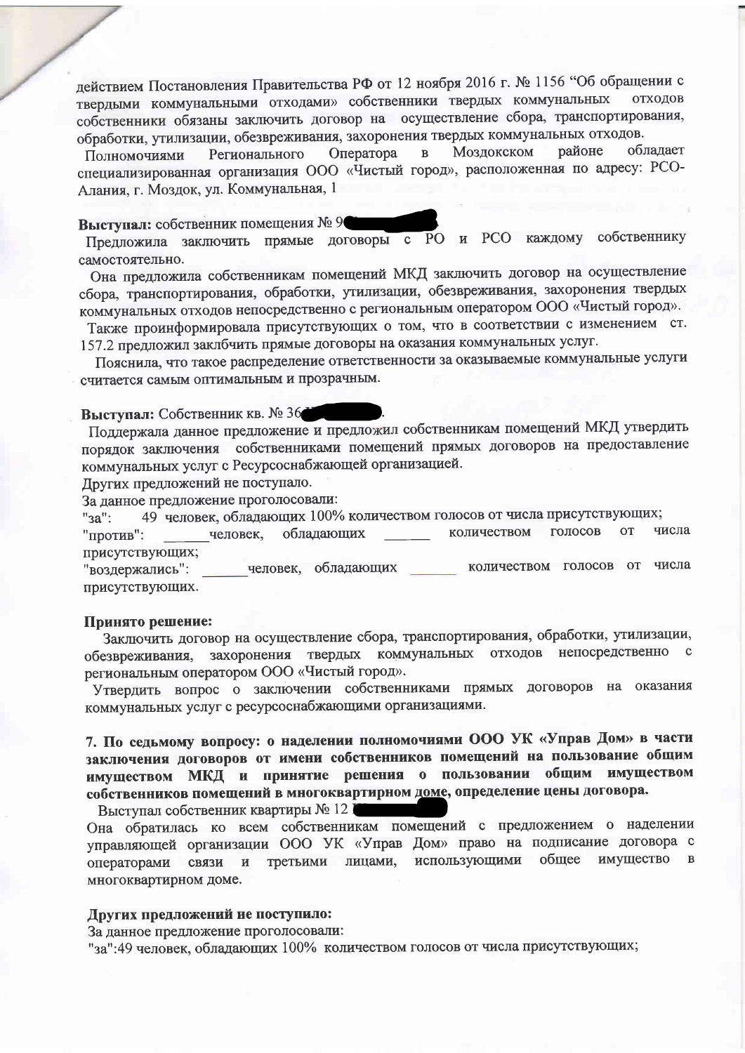действием Постановления Правительства РФ от 12 ноября 2016 г. № 1156 "Об обращении с твердыми коммунальными отходами» собственники твердых коммунальных отходов собственники обязаны заключить договор на осуществление сбора, транспортирования, обработки, утилизации, обезвреживания, захоронения твердых коммунальных отходов.

Полномочиями Регионального Оператора в Моздокском районе обладает специализированная организация ООО «Чистый город», расположенная по адресу: РСО-Алания, г. Моздок, ул. Коммунальная, 1

**Выступал:** собственник помещения № 9

Предложила заключить прямые договоры с РО и РСО каждому собственнику самостоятельно.

Она предложила собственникам помещений МКД заключить договор на осуществление сбора, транспортирования, обработки, утилизации, обезвреживания, захоронения твердых коммунальных отходов непосредственно с региональным оператором ООО «Чистый город».

Также проинформировала присутствующих о том, что в соответствии с изменением ст. 157.2 предложил заклбчить прямые договоры на оказания коммунальных услуг.

Пояснила, что такое распределение ответственности за оказываемые коммунальные услуги считается самым оптимальным и прозрачным.

**Выступал:** Собственник кв. № 36.

Поддержала данное предложение и предложил собственникам помещений МКД утвердить порядок заключения собственниками помещений прямых договоров на предоставление коммунальных услуг с Ресурсоснабжающей организацией.

Других предложений не поступало.

За данное предложение проголосовали:

"за": 49 человек, обладающих 100% количеством голосов от числа присутствующих;

"против": ______человек, обладающих ______ количеством голосов от числа присутствующих;

"воздержались": ______человек, обладающих ______ количеством голосов от числа присутствующих.

**Принято решение:**

Заключить договор на осуществление сбора, транспортирования, обработки, утилизации, обезвреживания, захоронения твердых коммунальных отходов непосредственно с региональным оператором ООО «Чистый город».

Утвердить вопрос о заключении собственниками прямых договоров на оказания коммунальных услуг с ресурсоснабжающими организациями.

**7. По седьмому вопросу: о наделении полномочиями ООО УК «Управ Дом» в части заключения договоров от имени собственников помещений на пользование общим имуществом МКД и принятие решения о пользовании общим имуществом собственников помещений в многоквартирном доме, определение цены договора.**

Выступал собственник квартиры № 12

Она обратилась ко всем собственникам помещений с предложением о наделении управляющей организации ООО УК «Управ Дом» право на подписание договора с операторами связи и третьими лицами, использующими общее имущество в многоквартирном доме.

**Других предложений не поступило:**

За данное предложение проголосовали:

"за":49 человек, обладающих 100% количеством голосов от числа присутствующих;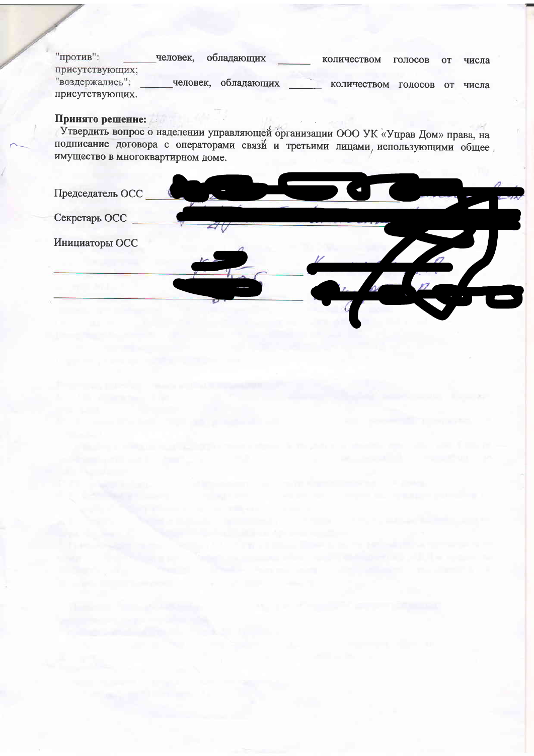"против": ______человек, обладающих ______ количеством голосов от числа присутствующих;
"воздержались": ______человек, обладающих ______ количеством голосов от числа присутствующих.

**Принято решение:**
Утвердить вопрос о наделении управляющей организации ООО УК «Управ Дом» права, на подписание договора с операторами связи и третьими лицами, использующими общее имущество в многоквартирном доме.

Председатель ОСС ________________________________

Секретарь ОСС ________________________________

Инициаторы ОСС

________________________________ ________________________________

________________________________ ________________________________